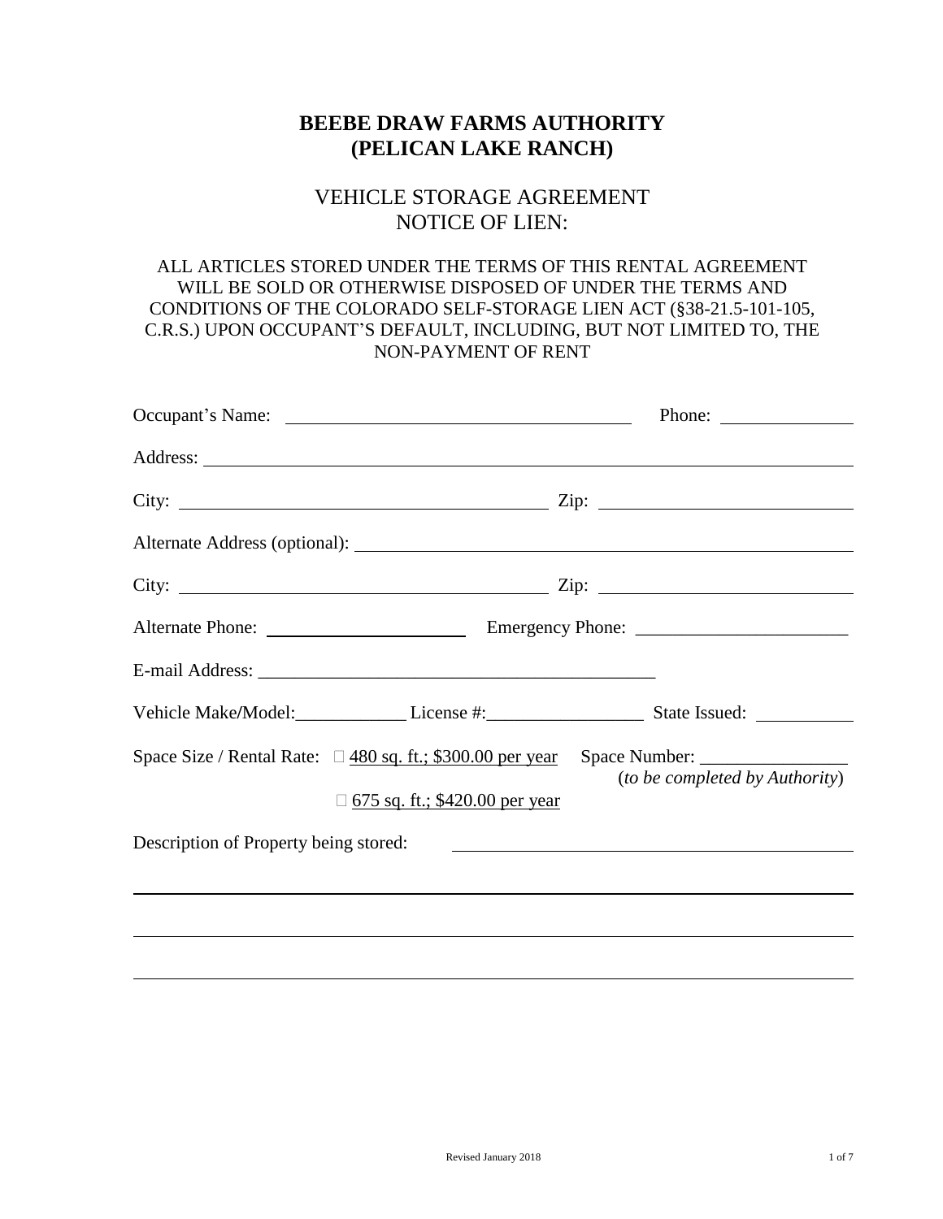# BEEBE DRAW FARMS AUTHORITY
# (PELICAN LAKE RANCH)

## VEHICLE STORAGE AGREEMENT
## NOTICE OF LIEN:

ALL ARTICLES STORED UNDER THE TERMS OF THIS RENTAL AGREEMENT WILL BE SOLD OR OTHERWISE DISPOSED OF UNDER THE TERMS AND CONDITIONS OF THE COLORADO SELF-STORAGE LIEN ACT (§38-21.5-101-105, C.R.S.) UPON OCCUPANT'S DEFAULT, INCLUDING, BUT NOT LIMITED TO, THE NON-PAYMENT OF RENT

Occupant's Name: ______________________________ Phone: ______________

Address: ________________________________________________________

City: ______________________________ Zip: ______________________

Alternate Address (optional): ______________________________________

City: ______________________________ Zip: ______________________

Alternate Phone: ____________________ Emergency Phone: ____________________

E-mail Address: ______________________________________

Vehicle Make/Model: ____________ License #: ________________ State Issued: __________

Space Size / Rental Rate: ☐ 480 sq. ft.; $300.00 per year Space Number: ______________
(*to be completed by Authority*)

☐ 675 sq. ft.; $420.00 per year

Description of Property being stored: ______________________________________

________________________________________________________________

________________________________________________________________

________________________________________________________________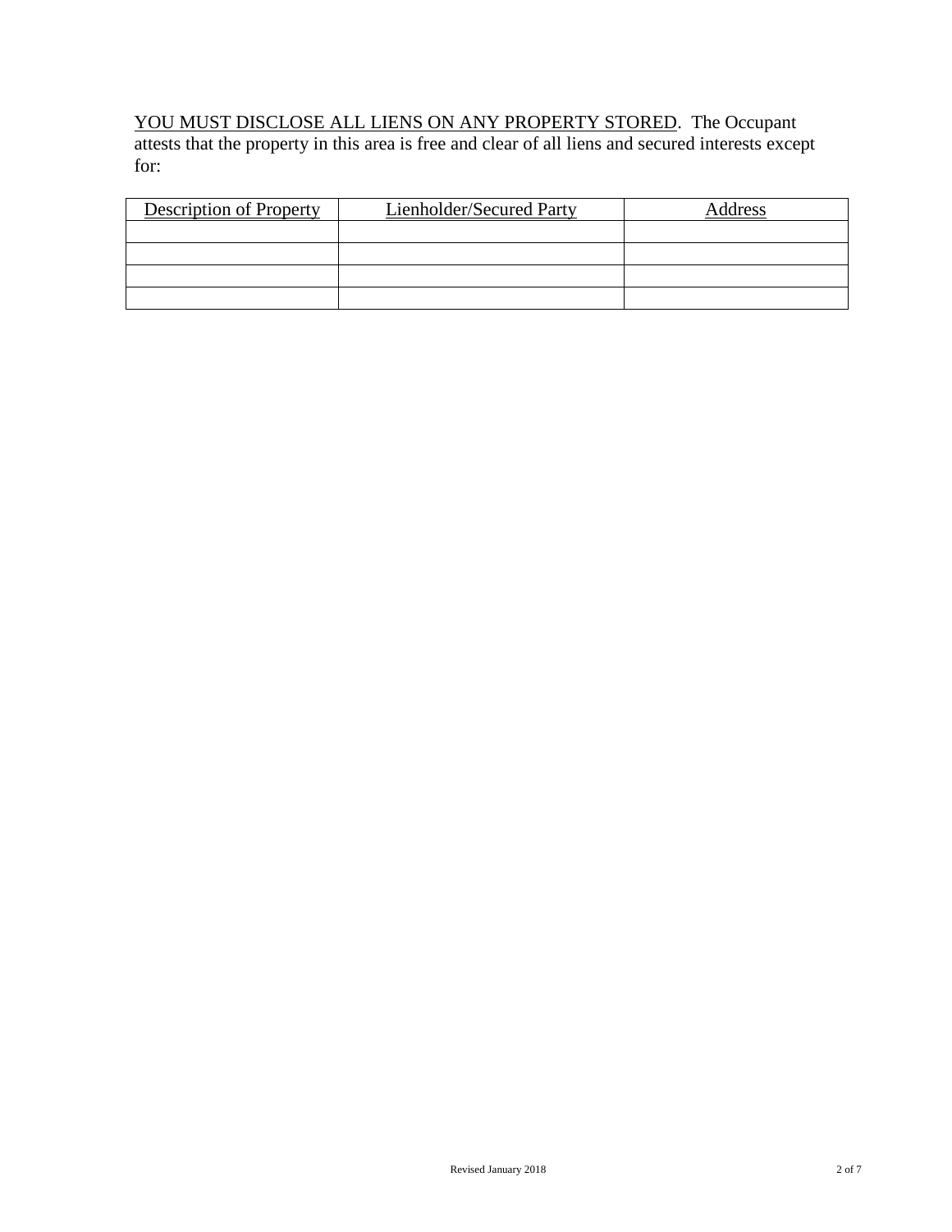YOU MUST DISCLOSE ALL LIENS ON ANY PROPERTY STORED. The Occupant attests that the property in this area is free and clear of all liens and secured interests except for:

| Description of Property | Lienholder/Secured Party | Address |
|---|---|---|
| | | |
| | | |
| | | |
| | | |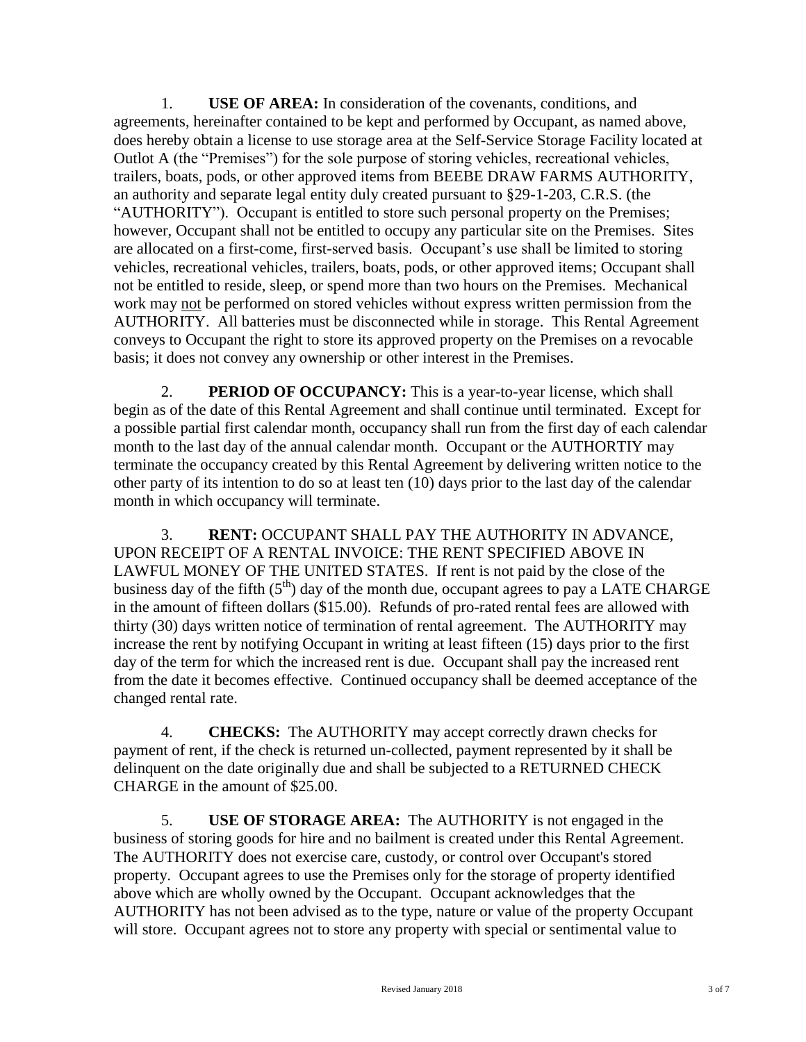1. **USE OF AREA:** In consideration of the covenants, conditions, and agreements, hereinafter contained to be kept and performed by Occupant, as named above, does hereby obtain a license to use storage area at the Self-Service Storage Facility located at Outlot A (the "Premises") for the sole purpose of storing vehicles, recreational vehicles, trailers, boats, pods, or other approved items from BEEBE DRAW FARMS AUTHORITY, an authority and separate legal entity duly created pursuant to §29-1-203, C.R.S. (the "AUTHORITY"). Occupant is entitled to store such personal property on the Premises; however, Occupant shall not be entitled to occupy any particular site on the Premises. Sites are allocated on a first-come, first-served basis. Occupant's use shall be limited to storing vehicles, recreational vehicles, trailers, boats, pods, or other approved items; Occupant shall not be entitled to reside, sleep, or spend more than two hours on the Premises. Mechanical work may <u>not</u> be performed on stored vehicles without express written permission from the AUTHORITY. All batteries must be disconnected while in storage. This Rental Agreement conveys to Occupant the right to store its approved property on the Premises on a revocable basis; it does not convey any ownership or other interest in the Premises.

2. **PERIOD OF OCCUPANCY:** This is a year-to-year license, which shall begin as of the date of this Rental Agreement and shall continue until terminated. Except for a possible partial first calendar month, occupancy shall run from the first day of each calendar month to the last day of the annual calendar month. Occupant or the AUTHORTIY may terminate the occupancy created by this Rental Agreement by delivering written notice to the other party of its intention to do so at least ten (10) days prior to the last day of the calendar month in which occupancy will terminate.

3. **RENT:** OCCUPANT SHALL PAY THE AUTHORITY IN ADVANCE, UPON RECEIPT OF A RENTAL INVOICE: THE RENT SPECIFIED ABOVE IN LAWFUL MONEY OF THE UNITED STATES. If rent is not paid by the close of the business day of the fifth (5th) day of the month due, occupant agrees to pay a LATE CHARGE in the amount of fifteen dollars ($15.00). Refunds of pro-rated rental fees are allowed with thirty (30) days written notice of termination of rental agreement. The AUTHORITY may increase the rent by notifying Occupant in writing at least fifteen (15) days prior to the first day of the term for which the increased rent is due. Occupant shall pay the increased rent from the date it becomes effective. Continued occupancy shall be deemed acceptance of the changed rental rate.

4. **CHECKS:** The AUTHORITY may accept correctly drawn checks for payment of rent, if the check is returned un-collected, payment represented by it shall be delinquent on the date originally due and shall be subjected to a RETURNED CHECK CHARGE in the amount of $25.00.

5. **USE OF STORAGE AREA:** The AUTHORITY is not engaged in the business of storing goods for hire and no bailment is created under this Rental Agreement. The AUTHORITY does not exercise care, custody, or control over Occupant's stored property. Occupant agrees to use the Premises only for the storage of property identified above which are wholly owned by the Occupant. Occupant acknowledges that the AUTHORITY has not been advised as to the type, nature or value of the property Occupant will store. Occupant agrees not to store any property with special or sentimental value to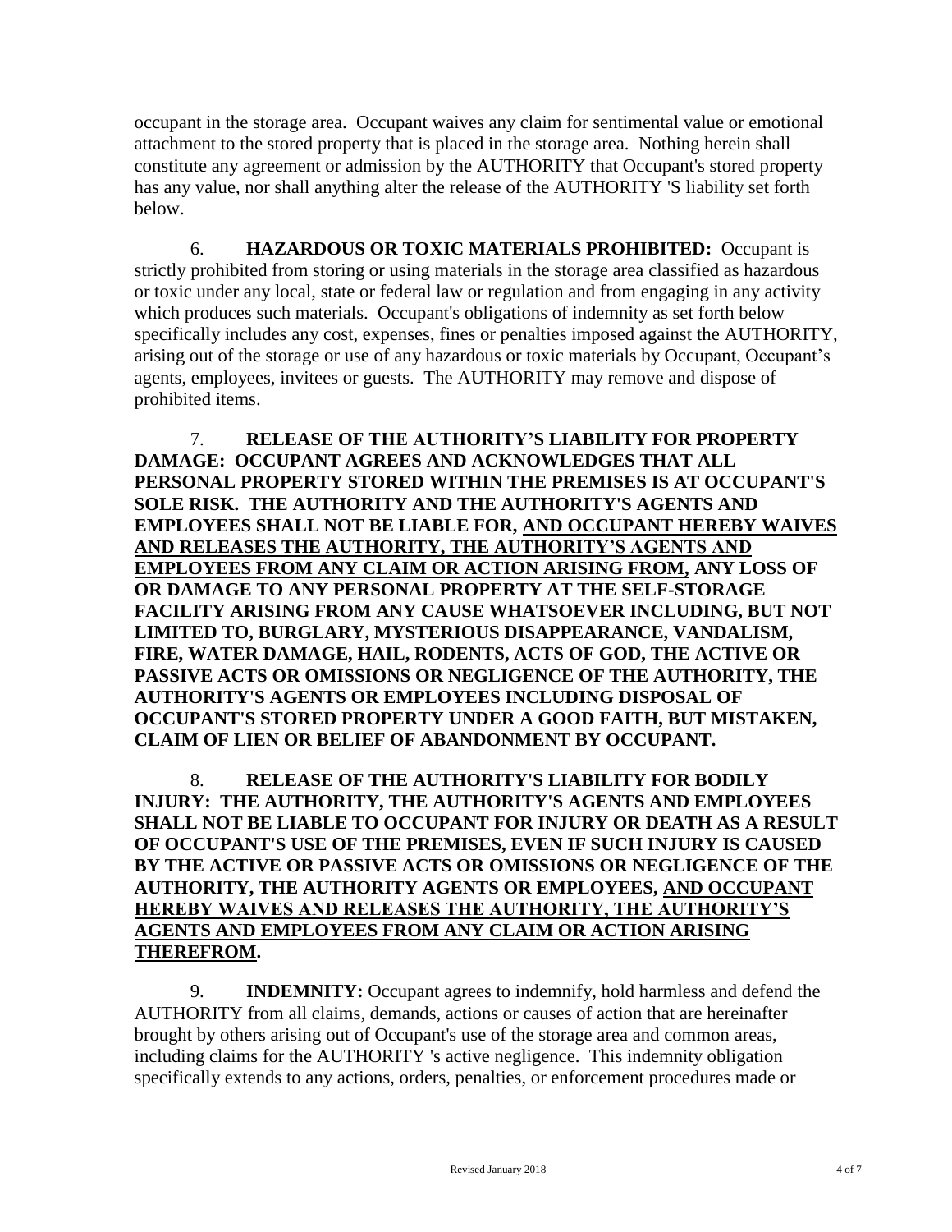occupant in the storage area. Occupant waives any claim for sentimental value or emotional attachment to the stored property that is placed in the storage area. Nothing herein shall constitute any agreement or admission by the AUTHORITY that Occupant's stored property has any value, nor shall anything alter the release of the AUTHORITY 'S liability set forth below.

6. **HAZARDOUS OR TOXIC MATERIALS PROHIBITED:** Occupant is strictly prohibited from storing or using materials in the storage area classified as hazardous or toxic under any local, state or federal law or regulation and from engaging in any activity which produces such materials. Occupant's obligations of indemnity as set forth below specifically includes any cost, expenses, fines or penalties imposed against the AUTHORITY, arising out of the storage or use of any hazardous or toxic materials by Occupant, Occupant's agents, employees, invitees or guests. The AUTHORITY may remove and dispose of prohibited items.

7. **RELEASE OF THE AUTHORITY'S LIABILITY FOR PROPERTY DAMAGE: OCCUPANT AGREES AND ACKNOWLEDGES THAT ALL PERSONAL PROPERTY STORED WITHIN THE PREMISES IS AT OCCUPANT'S SOLE RISK. THE AUTHORITY AND THE AUTHORITY'S AGENTS AND EMPLOYEES SHALL NOT BE LIABLE FOR, <u>AND OCCUPANT HEREBY WAIVES AND RELEASES THE AUTHORITY, THE AUTHORITY'S AGENTS AND EMPLOYEES FROM ANY CLAIM OR ACTION ARISING FROM,</u> ANY LOSS OF OR DAMAGE TO ANY PERSONAL PROPERTY AT THE SELF-STORAGE FACILITY ARISING FROM ANY CAUSE WHATSOEVER INCLUDING, BUT NOT LIMITED TO, BURGLARY, MYSTERIOUS DISAPPEARANCE, VANDALISM, FIRE, WATER DAMAGE, HAIL, RODENTS, ACTS OF GOD, THE ACTIVE OR PASSIVE ACTS OR OMISSIONS OR NEGLIGENCE OF THE AUTHORITY, THE AUTHORITY'S AGENTS OR EMPLOYEES INCLUDING DISPOSAL OF OCCUPANT'S STORED PROPERTY UNDER A GOOD FAITH, BUT MISTAKEN, CLAIM OF LIEN OR BELIEF OF ABANDONMENT BY OCCUPANT.**

8. **RELEASE OF THE AUTHORITY'S LIABILITY FOR BODILY INJURY: THE AUTHORITY, THE AUTHORITY'S AGENTS AND EMPLOYEES SHALL NOT BE LIABLE TO OCCUPANT FOR INJURY OR DEATH AS A RESULT OF OCCUPANT'S USE OF THE PREMISES, EVEN IF SUCH INJURY IS CAUSED BY THE ACTIVE OR PASSIVE ACTS OR OMISSIONS OR NEGLIGENCE OF THE AUTHORITY, THE AUTHORITY AGENTS OR EMPLOYEES, <u>AND OCCUPANT HEREBY WAIVES AND RELEASES THE AUTHORITY, THE AUTHORITY'S AGENTS AND EMPLOYEES FROM ANY CLAIM OR ACTION ARISING THEREFROM</u>.**

9. **INDEMNITY:** Occupant agrees to indemnify, hold harmless and defend the AUTHORITY from all claims, demands, actions or causes of action that are hereinafter brought by others arising out of Occupant's use of the storage area and common areas, including claims for the AUTHORITY 's active negligence. This indemnity obligation specifically extends to any actions, orders, penalties, or enforcement procedures made or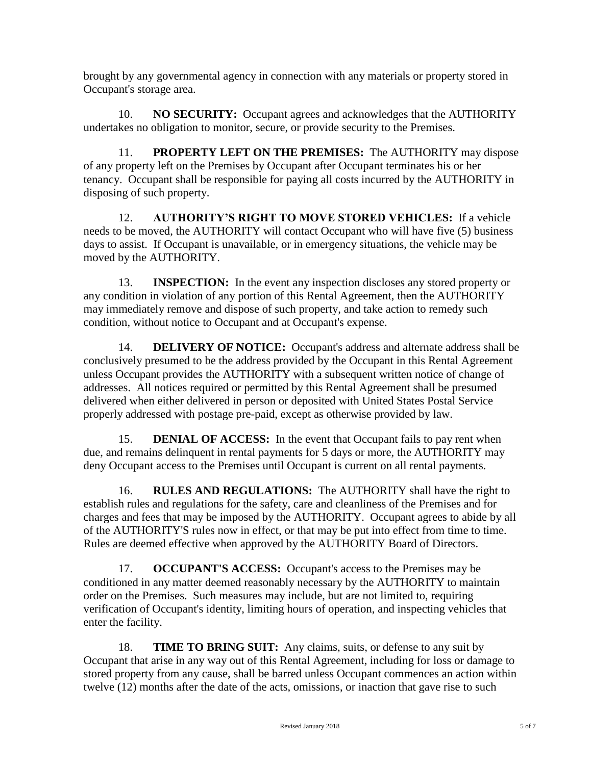brought by any governmental agency in connection with any materials or property stored in Occupant's storage area.

10. **NO SECURITY:** Occupant agrees and acknowledges that the AUTHORITY undertakes no obligation to monitor, secure, or provide security to the Premises.

11. **PROPERTY LEFT ON THE PREMISES:** The AUTHORITY may dispose of any property left on the Premises by Occupant after Occupant terminates his or her tenancy. Occupant shall be responsible for paying all costs incurred by the AUTHORITY in disposing of such property.

12. **AUTHORITY'S RIGHT TO MOVE STORED VEHICLES:** If a vehicle needs to be moved, the AUTHORITY will contact Occupant who will have five (5) business days to assist. If Occupant is unavailable, or in emergency situations, the vehicle may be moved by the AUTHORITY.

13. **INSPECTION:** In the event any inspection discloses any stored property or any condition in violation of any portion of this Rental Agreement, then the AUTHORITY may immediately remove and dispose of such property, and take action to remedy such condition, without notice to Occupant and at Occupant's expense.

14. **DELIVERY OF NOTICE:** Occupant's address and alternate address shall be conclusively presumed to be the address provided by the Occupant in this Rental Agreement unless Occupant provides the AUTHORITY with a subsequent written notice of change of addresses. All notices required or permitted by this Rental Agreement shall be presumed delivered when either delivered in person or deposited with United States Postal Service properly addressed with postage pre-paid, except as otherwise provided by law.

15. **DENIAL OF ACCESS:** In the event that Occupant fails to pay rent when due, and remains delinquent in rental payments for 5 days or more, the AUTHORITY may deny Occupant access to the Premises until Occupant is current on all rental payments.

16. **RULES AND REGULATIONS:** The AUTHORITY shall have the right to establish rules and regulations for the safety, care and cleanliness of the Premises and for charges and fees that may be imposed by the AUTHORITY. Occupant agrees to abide by all of the AUTHORITY'S rules now in effect, or that may be put into effect from time to time. Rules are deemed effective when approved by the AUTHORITY Board of Directors.

17. **OCCUPANT'S ACCESS:** Occupant's access to the Premises may be conditioned in any matter deemed reasonably necessary by the AUTHORITY to maintain order on the Premises. Such measures may include, but are not limited to, requiring verification of Occupant's identity, limiting hours of operation, and inspecting vehicles that enter the facility.

18. **TIME TO BRING SUIT:** Any claims, suits, or defense to any suit by Occupant that arise in any way out of this Rental Agreement, including for loss or damage to stored property from any cause, shall be barred unless Occupant commences an action within twelve (12) months after the date of the acts, omissions, or inaction that gave rise to such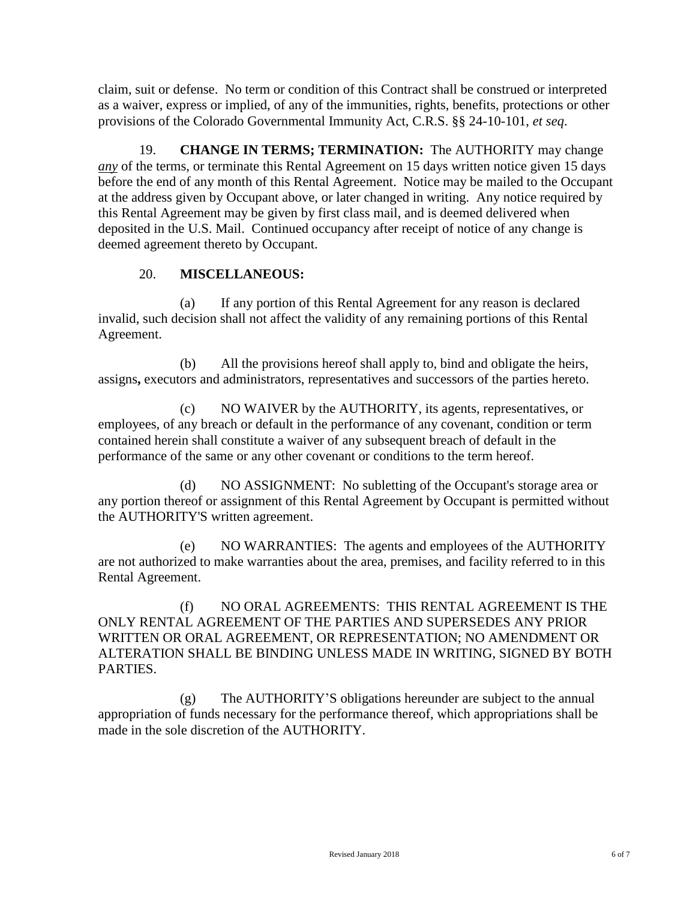claim, suit or defense. No term or condition of this Contract shall be construed or interpreted as a waiver, express or implied, of any of the immunities, rights, benefits, protections or other provisions of the Colorado Governmental Immunity Act, C.R.S. §§ 24-10-101, *et seq.*

19. **CHANGE IN TERMS; TERMINATION:** The AUTHORITY may change ***any*** of the terms, or terminate this Rental Agreement on 15 days written notice given 15 days before the end of any month of this Rental Agreement. Notice may be mailed to the Occupant at the address given by Occupant above, or later changed in writing. Any notice required by this Rental Agreement may be given by first class mail, and is deemed delivered when deposited in the U.S. Mail. Continued occupancy after receipt of notice of any change is deemed agreement thereto by Occupant.

20. **MISCELLANEOUS:**

(a) If any portion of this Rental Agreement for any reason is declared invalid, such decision shall not affect the validity of any remaining portions of this Rental Agreement.

(b) All the provisions hereof shall apply to, bind and obligate the heirs, assigns**,** executors and administrators, representatives and successors of the parties hereto.

(c) NO WAIVER by the AUTHORITY, its agents, representatives, or employees, of any breach or default in the performance of any covenant, condition or term contained herein shall constitute a waiver of any subsequent breach of default in the performance of the same or any other covenant or conditions to the term hereof.

(d) NO ASSIGNMENT: No subletting of the Occupant's storage area or any portion thereof or assignment of this Rental Agreement by Occupant is permitted without the AUTHORITY'S written agreement.

(e) NO WARRANTIES: The agents and employees of the AUTHORITY are not authorized to make warranties about the area, premises, and facility referred to in this Rental Agreement.

(f) NO ORAL AGREEMENTS: THIS RENTAL AGREEMENT IS THE ONLY RENTAL AGREEMENT OF THE PARTIES AND SUPERSEDES ANY PRIOR WRITTEN OR ORAL AGREEMENT, OR REPRESENTATION; NO AMENDMENT OR ALTERATION SHALL BE BINDING UNLESS MADE IN WRITING, SIGNED BY BOTH PARTIES.

(g) The AUTHORITY'S obligations hereunder are subject to the annual appropriation of funds necessary for the performance thereof, which appropriations shall be made in the sole discretion of the AUTHORITY.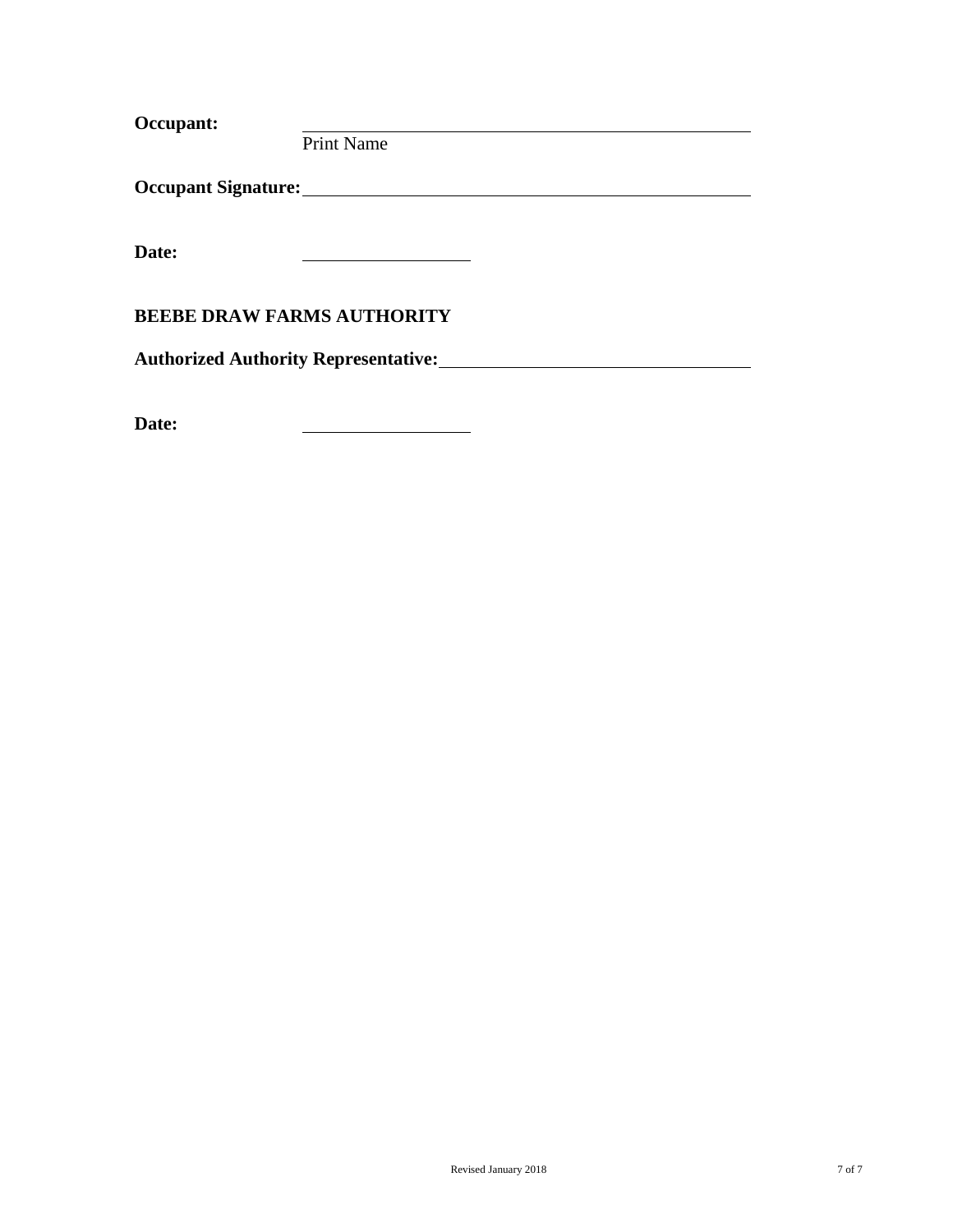**Occupant:** \_\_\_\_\_\_\_\_\_\_\_\_\_\_\_\_\_\_\_\_\_\_\_\_\_\_\_\_\_\_\_\_\_\_\_\_\_\_\_\_

Print Name

**Occupant Signature:** \_\_\_\_\_\_\_\_\_\_\_\_\_\_\_\_\_\_\_\_\_\_\_\_\_\_\_\_\_\_\_\_\_\_\_\_\_\_\_\_

**Date:** \_\_\_\_\_\_\_\_\_\_\_\_\_\_\_\_\_\_

**BEEBE DRAW FARMS AUTHORITY**

**Authorized Authority Representative:** \_\_\_\_\_\_\_\_\_\_\_\_\_\_\_\_\_\_\_\_\_\_\_\_\_\_\_\_\_\_

**Date:** \_\_\_\_\_\_\_\_\_\_\_\_\_\_\_\_\_\_

Revised January 2018